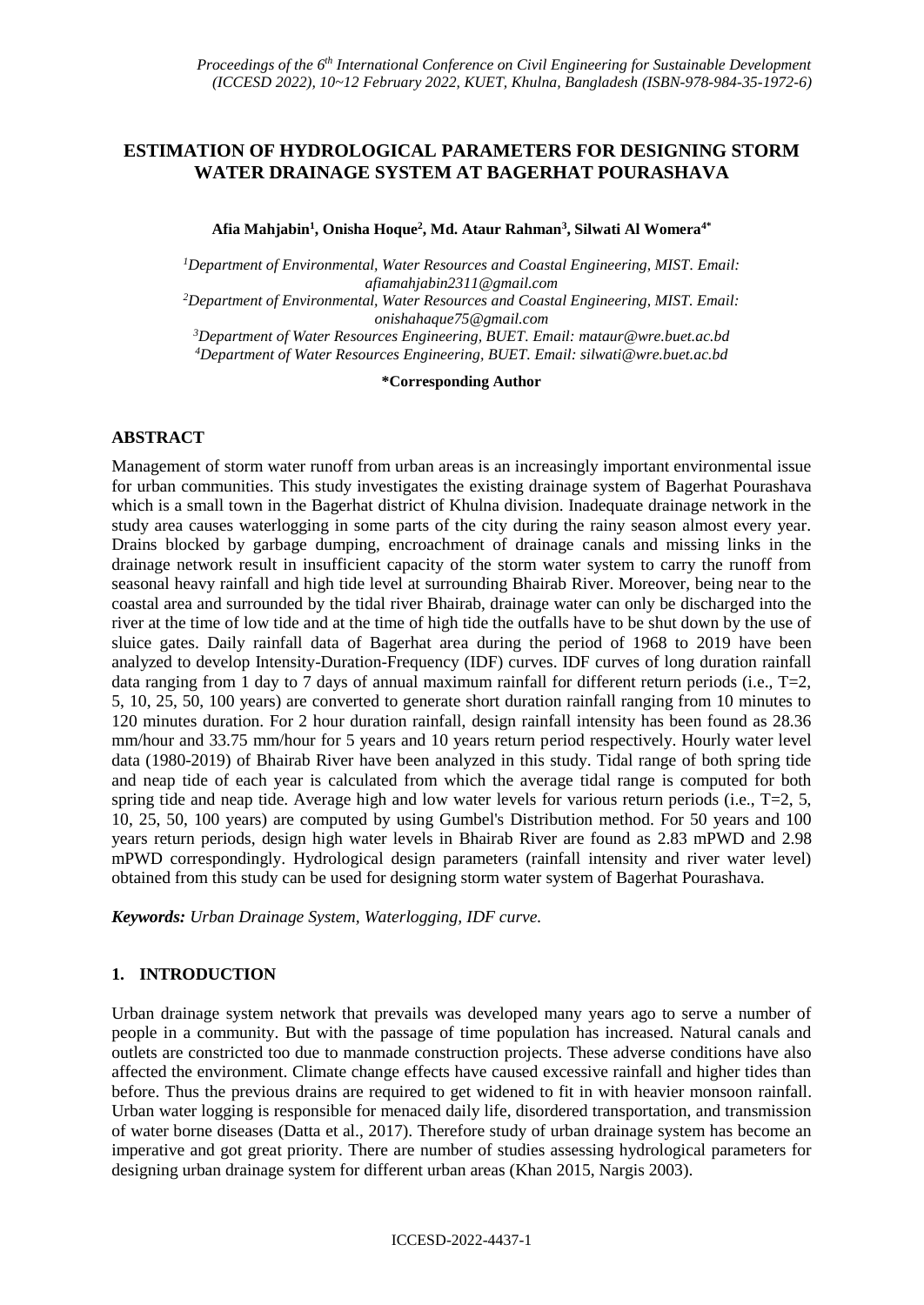# ESTIMATION OF HYDROLOGICAL PARAMETERS FOR DESIGNING STORM WATER DRAINAGE SYSTEM AT BAGERHAT POURASHAVA

**Afia Mahjabin[1], Onisha Hoque[2], Md. Ataur Rahman[3], Silwati Al Womera[4*]**

*[1]Department of Environmental, Water Resources and Coastal Engineering, MIST. Email: afiamahjabin2311@gmail.com*
*[2]Department of Environmental, Water Resources and Coastal Engineering, MIST. Email: onishahaque75@gmail.com*
*[3]Department of Water Resources Engineering, BUET. Email: mataur@wre.buet.ac.bd*
*[4]Department of Water Resources Engineering, BUET. Email: silwati@wre.buet.ac.bd*

**\*Corresponding Author**

## ABSTRACT

Management of storm water runoff from urban areas is an increasingly important environmental issue for urban communities. This study investigates the existing drainage system of Bagerhat Pourashava which is a small town in the Bagerhat district of Khulna division. Inadequate drainage network in the study area causes waterlogging in some parts of the city during the rainy season almost every year. Drains blocked by garbage dumping, encroachment of drainage canals and missing links in the drainage network result in insufficient capacity of the storm water system to carry the runoff from seasonal heavy rainfall and high tide level at surrounding Bhairab River. Moreover, being near to the coastal area and surrounded by the tidal river Bhairab, drainage water can only be discharged into the river at the time of low tide and at the time of high tide the outfalls have to be shut down by the use of sluice gates. Daily rainfall data of Bagerhat area during the period of 1968 to 2019 have been analyzed to develop Intensity-Duration-Frequency (IDF) curves. IDF curves of long duration rainfall data ranging from 1 day to 7 days of annual maximum rainfall for different return periods (i.e., T=2, 5, 10, 25, 50, 100 years) are converted to generate short duration rainfall ranging from 10 minutes to 120 minutes duration. For 2 hour duration rainfall, design rainfall intensity has been found as 28.36 mm/hour and 33.75 mm/hour for 5 years and 10 years return period respectively. Hourly water level data (1980-2019) of Bhairab River have been analyzed in this study. Tidal range of both spring tide and neap tide of each year is calculated from which the average tidal range is computed for both spring tide and neap tide. Average high and low water levels for various return periods (i.e., T=2, 5, 10, 25, 50, 100 years) are computed by using Gumbel's Distribution method. For 50 years and 100 years return periods, design high water levels in Bhairab River are found as 2.83 mPWD and 2.98 mPWD correspondingly. Hydrological design parameters (rainfall intensity and river water level) obtained from this study can be used for designing storm water system of Bagerhat Pourashava.

***Keywords:** Urban Drainage System, Waterlogging, IDF curve.*

## 1. INTRODUCTION

Urban drainage system network that prevails was developed many years ago to serve a number of people in a community. But with the passage of time population has increased. Natural canals and outlets are constricted too due to manmade construction projects. These adverse conditions have also affected the environment. Climate change effects have caused excessive rainfall and higher tides than before. Thus the previous drains are required to get widened to fit in with heavier monsoon rainfall. Urban water logging is responsible for menaced daily life, disordered transportation, and transmission of water borne diseases (Datta et al., 2017). Therefore study of urban drainage system has become an imperative and got great priority. There are number of studies assessing hydrological parameters for designing urban drainage system for different urban areas (Khan 2015, Nargis 2003).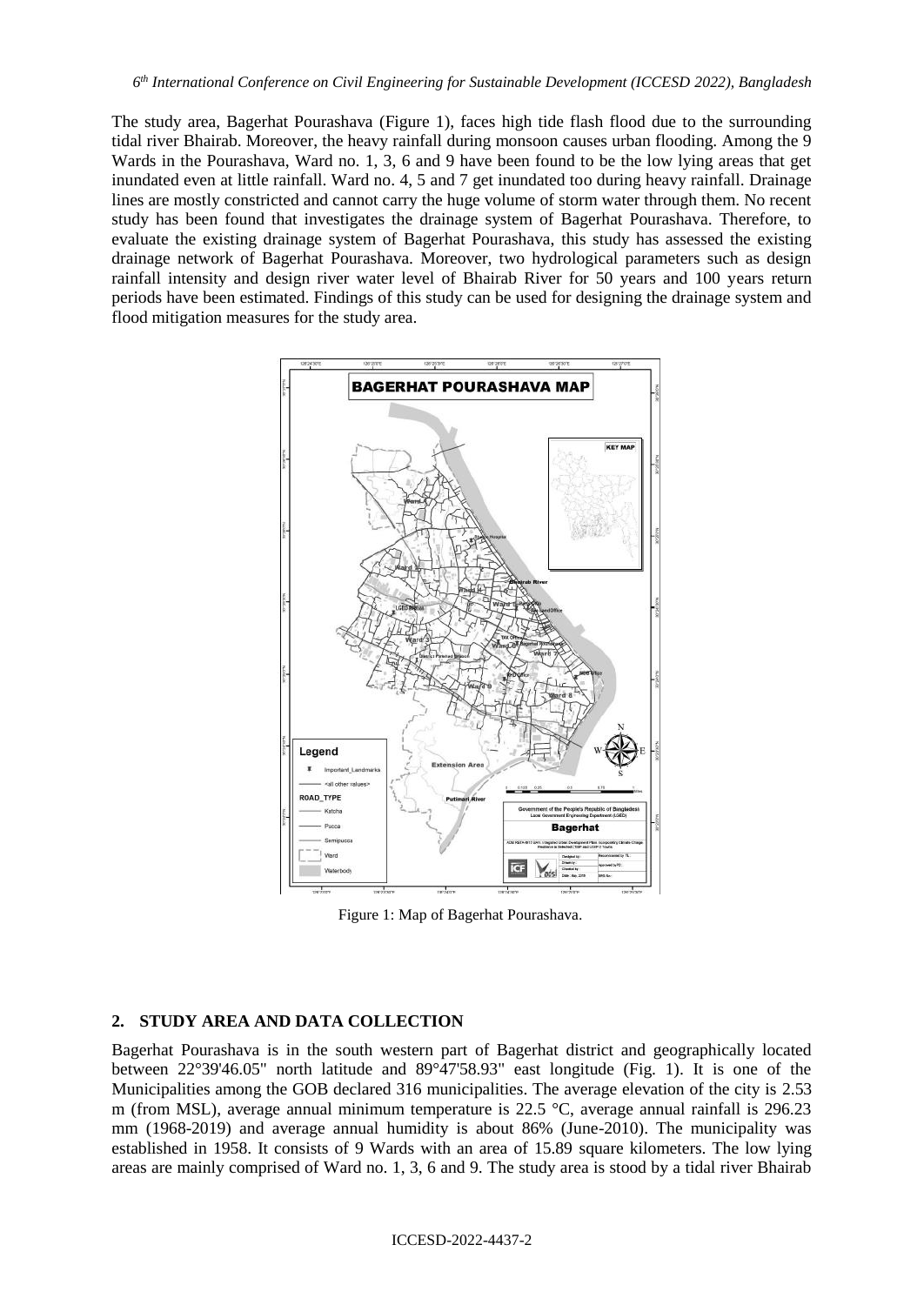The study area, Bagerhat Pourashava (Figure 1), faces high tide flash flood due to the surrounding tidal river Bhairab. Moreover, the heavy rainfall during monsoon causes urban flooding. Among the 9 Wards in the Pourashava, Ward no. 1, 3, 6 and 9 have been found to be the low lying areas that get inundated even at little rainfall. Ward no. 4, 5 and 7 get inundated too during heavy rainfall. Drainage lines are mostly constricted and cannot carry the huge volume of storm water through them. No recent study has been found that investigates the drainage system of Bagerhat Pourashava. Therefore, to evaluate the existing drainage system of Bagerhat Pourashava, this study has assessed the existing drainage network of Bagerhat Pourashava. Moreover, two hydrological parameters such as design rainfall intensity and design river water level of Bhairab River for 50 years and 100 years return periods have been estimated. Findings of this study can be used for designing the drainage system and flood mitigation measures for the study area.

Figure 1: Map of Bagerhat Pourashava.

## 2. STUDY AREA AND DATA COLLECTION

Bagerhat Pourashava is in the south western part of Bagerhat district and geographically located between 22°39'46.05" north latitude and 89°47'58.93" east longitude (Fig. 1). It is one of the Municipalities among the GOB declared 316 municipalities. The average elevation of the city is 2.53 m (from MSL), average annual minimum temperature is 22.5 °C, average annual rainfall is 296.23 mm (1968-2019) and average annual humidity is about 86% (June-2010). The municipality was established in 1958. It consists of 9 Wards with an area of 15.89 square kilometers. The low lying areas are mainly comprised of Ward no. 1, 3, 6 and 9. The study area is stood by a tidal river Bhairab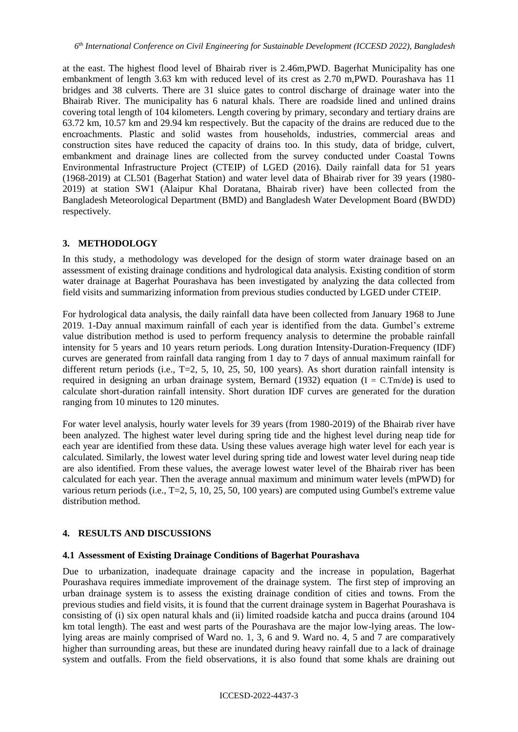at the east. The highest flood level of Bhairab river is 2.46m,PWD. Bagerhat Municipality has one embankment of length 3.63 km with reduced level of its crest as 2.70 m,PWD. Pourashava has 11 bridges and 38 culverts. There are 31 sluice gates to control discharge of drainage water into the Bhairab River. The municipality has 6 natural khals. There are roadside lined and unlined drains covering total length of 104 kilometers. Length covering by primary, secondary and tertiary drains are 63.72 km, 10.57 km and 29.94 km respectively. But the capacity of the drains are reduced due to the encroachments. Plastic and solid wastes from households, industries, commercial areas and construction sites have reduced the capacity of drains too. In this study, data of bridge, culvert, embankment and drainage lines are collected from the survey conducted under Coastal Towns Environmental Infrastructure Project (CTEIP) of LGED (2016). Daily rainfall data for 51 years (1968-2019) at CL501 (Bagerhat Station) and water level data of Bhairab river for 39 years (1980-2019) at station SW1 (Alaipur Khal Doratana, Bhairab river) have been collected from the Bangladesh Meteorological Department (BMD) and Bangladesh Water Development Board (BWDD) respectively.

## 3. METHODOLOGY

In this study, a methodology was developed for the design of storm water drainage based on an assessment of existing drainage conditions and hydrological data analysis. Existing condition of storm water drainage at Bagerhat Pourashava has been investigated by analyzing the data collected from field visits and summarizing information from previous studies conducted by LGED under CTEIP.

For hydrological data analysis, the daily rainfall data have been collected from January 1968 to June 2019. 1-Day annual maximum rainfall of each year is identified from the data. Gumbel's extreme value distribution method is used to perform frequency analysis to determine the probable rainfall intensity for 5 years and 10 years return periods. Long duration Intensity-Duration-Frequency (IDF) curves are generated from rainfall data ranging from 1 day to 7 days of annual maximum rainfall for different return periods (i.e., T=2, 5, 10, 25, 50, 100 years). As short duration rainfall intensity is required in designing an urban drainage system, Bernard (1932) equation ($I = C.T^m/d^e$) is used to calculate short-duration rainfall intensity. Short duration IDF curves are generated for the duration ranging from 10 minutes to 120 minutes.

For water level analysis, hourly water levels for 39 years (from 1980-2019) of the Bhairab river have been analyzed. The highest water level during spring tide and the highest level during neap tide for each year are identified from these data. Using these values average high water level for each year is calculated. Similarly, the lowest water level during spring tide and lowest water level during neap tide are also identified. From these values, the average lowest water level of the Bhairab river has been calculated for each year. Then the average annual maximum and minimum water levels (mPWD) for various return periods (i.e., T=2, 5, 10, 25, 50, 100 years) are computed using Gumbel's extreme value distribution method.

## 4. RESULTS AND DISCUSSIONS

### 4.1 Assessment of Existing Drainage Conditions of Bagerhat Pourashava

Due to urbanization, inadequate drainage capacity and the increase in population, Bagerhat Pourashava requires immediate improvement of the drainage system. The first step of improving an urban drainage system is to assess the existing drainage condition of cities and towns. From the previous studies and field visits, it is found that the current drainage system in Bagerhat Pourashava is consisting of (i) six open natural khals and (ii) limited roadside katcha and pucca drains (around 104 km total length). The east and west parts of the Pourashava are the major low-lying areas. The low-lying areas are mainly comprised of Ward no. 1, 3, 6 and 9. Ward no. 4, 5 and 7 are comparatively higher than surrounding areas, but these are inundated during heavy rainfall due to a lack of drainage system and outfalls. From the field observations, it is also found that some khals are draining out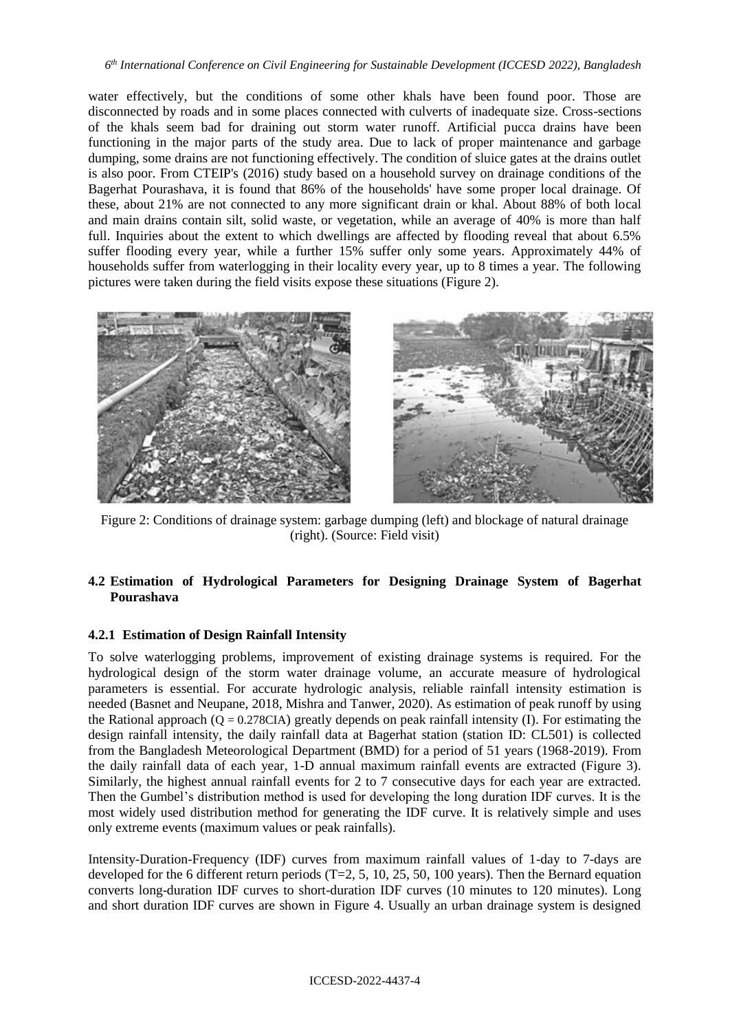water effectively, but the conditions of some other khals have been found poor. Those are disconnected by roads and in some places connected with culverts of inadequate size. Cross-sections of the khals seem bad for draining out storm water runoff. Artificial pucca drains have been functioning in the major parts of the study area. Due to lack of proper maintenance and garbage dumping, some drains are not functioning effectively. The condition of sluice gates at the drains outlet is also poor. From CTEIP's (2016) study based on a household survey on drainage conditions of the Bagerhat Pourashava, it is found that 86% of the households' have some proper local drainage. Of these, about 21% are not connected to any more significant drain or khal. About 88% of both local and main drains contain silt, solid waste, or vegetation, while an average of 40% is more than half full. Inquiries about the extent to which dwellings are affected by flooding reveal that about 6.5% suffer flooding every year, while a further 15% suffer only some years. Approximately 44% of households suffer from waterlogging in their locality every year, up to 8 times a year. The following pictures were taken during the field visits expose these situations (Figure 2).

Figure 2: Conditions of drainage system: garbage dumping (left) and blockage of natural drainage (right). (Source: Field visit)

### 4.2 Estimation of Hydrological Parameters for Designing Drainage System of Bagerhat Pourashava

#### 4.2.1 Estimation of Design Rainfall Intensity

To solve waterlogging problems, improvement of existing drainage systems is required. For the hydrological design of the storm water drainage volume, an accurate measure of hydrological parameters is essential. For accurate hydrologic analysis, reliable rainfall intensity estimation is needed (Basnet and Neupane, 2018, Mishra and Tanwer, 2020). As estimation of peak runoff by using the Rational approach ($Q = 0.278CIA$) greatly depends on peak rainfall intensity (I). For estimating the design rainfall intensity, the daily rainfall data at Bagerhat station (station ID: CL501) is collected from the Bangladesh Meteorological Department (BMD) for a period of 51 years (1968-2019). From the daily rainfall data of each year, 1-D annual maximum rainfall events are extracted (Figure 3). Similarly, the highest annual rainfall events for 2 to 7 consecutive days for each year are extracted. Then the Gumbel's distribution method is used for developing the long duration IDF curves. It is the most widely used distribution method for generating the IDF curve. It is relatively simple and uses only extreme events (maximum values or peak rainfalls).

Intensity-Duration-Frequency (IDF) curves from maximum rainfall values of 1-day to 7-days are developed for the 6 different return periods (T=2, 5, 10, 25, 50, 100 years). Then the Bernard equation converts long-duration IDF curves to short-duration IDF curves (10 minutes to 120 minutes). Long and short duration IDF curves are shown in Figure 4. Usually an urban drainage system is designed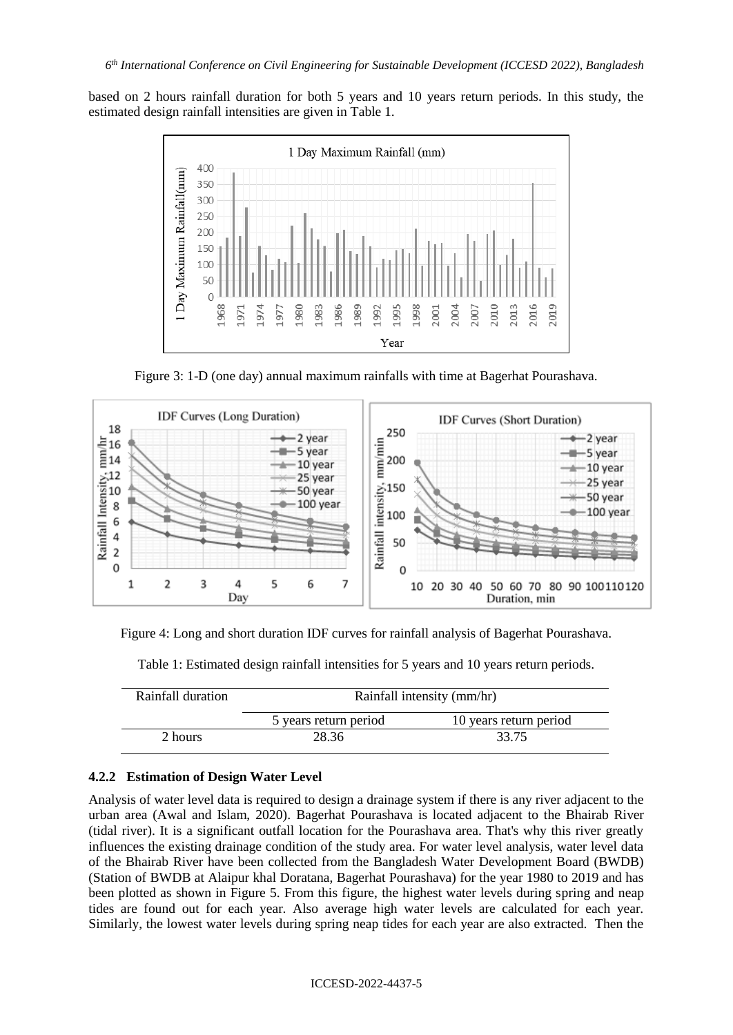based on 2 hours rainfall duration for both 5 years and 10 years return periods. In this study, the estimated design rainfall intensities are given in Table 1.

Figure 3: 1-D (one day) annual maximum rainfalls with time at Bagerhat Pourashava.

Figure 4: Long and short duration IDF curves for rainfall analysis of Bagerhat Pourashava.

Table 1: Estimated design rainfall intensities for 5 years and 10 years return periods.

| Rainfall duration | Rainfall intensity (mm/hr) | |
|---|---|---|
| | 5 years return period | 10 years return period |
| 2 hours | 28.36 | 33.75 |

### 4.2.2 Estimation of Design Water Level

Analysis of water level data is required to design a drainage system if there is any river adjacent to the urban area (Awal and Islam, 2020). Bagerhat Pourashava is located adjacent to the Bhairab River (tidal river). It is a significant outfall location for the Pourashava area. That's why this river greatly influences the existing drainage condition of the study area. For water level analysis, water level data of the Bhairab River have been collected from the Bangladesh Water Development Board (BWDB) (Station of BWDB at Alaipur khal Doratana, Bagerhat Pourashava) for the year 1980 to 2019 and has been plotted as shown in Figure 5. From this figure, the highest water levels during spring and neap tides are found out for each year. Also average high water levels are calculated for each year. Similarly, the lowest water levels during spring neap tides for each year are also extracted. Then the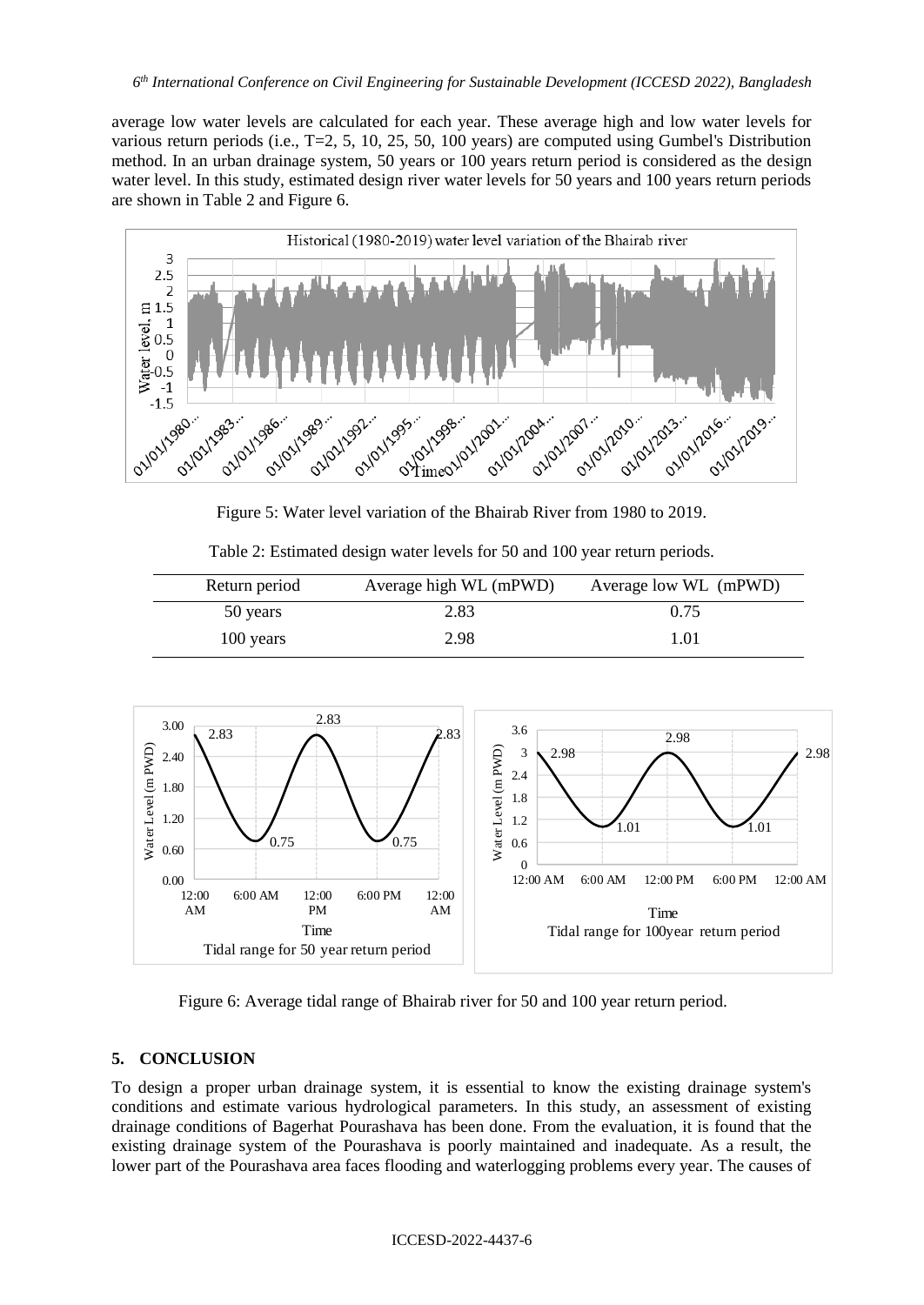average low water levels are calculated for each year. These average high and low water levels for various return periods (i.e., T=2, 5, 10, 25, 50, 100 years) are computed using Gumbel's Distribution method. In an urban drainage system, 50 years or 100 years return period is considered as the design water level. In this study, estimated design river water levels for 50 years and 100 years return periods are shown in Table 2 and Figure 6.

Figure 5: Water level variation of the Bhairab River from 1980 to 2019.

Table 2: Estimated design water levels for 50 and 100 year return periods.

| Return period | Average high WL (mPWD) | Average low WL (mPWD) |
|---|---|---|
| 50 years | 2.83 | 0.75 |
| 100 years | 2.98 | 1.01 |

Figure 6: Average tidal range of Bhairab river for 50 and 100 year return period.

## 5. CONCLUSION

To design a proper urban drainage system, it is essential to know the existing drainage system's conditions and estimate various hydrological parameters. In this study, an assessment of existing drainage conditions of Bagerhat Pourashava has been done. From the evaluation, it is found that the existing drainage system of the Pourashava is poorly maintained and inadequate. As a result, the lower part of the Pourashava area faces flooding and waterlogging problems every year. The causes of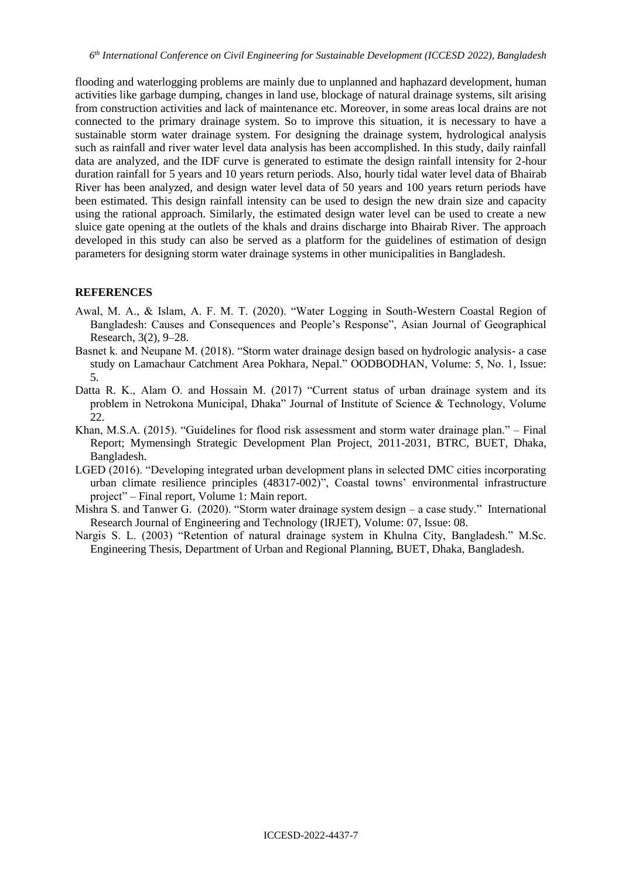flooding and waterlogging problems are mainly due to unplanned and haphazard development, human activities like garbage dumping, changes in land use, blockage of natural drainage systems, silt arising from construction activities and lack of maintenance etc. Moreover, in some areas local drains are not connected to the primary drainage system. So to improve this situation, it is necessary to have a sustainable storm water drainage system. For designing the drainage system, hydrological analysis such as rainfall and river water level data analysis has been accomplished. In this study, daily rainfall data are analyzed, and the IDF curve is generated to estimate the design rainfall intensity for 2-hour duration rainfall for 5 years and 10 years return periods. Also, hourly tidal water level data of Bhairab River has been analyzed, and design water level data of 50 years and 100 years return periods have been estimated. This design rainfall intensity can be used to design the new drain size and capacity using the rational approach. Similarly, the estimated design water level can be used to create a new sluice gate opening at the outlets of the khals and drains discharge into Bhairab River. The approach developed in this study can also be served as a platform for the guidelines of estimation of design parameters for designing storm water drainage systems in other municipalities in Bangladesh.

## REFERENCES

Awal, M. A., & Islam, A. F. M. T. (2020). "Water Logging in South-Western Coastal Region of Bangladesh: Causes and Consequences and People's Response", Asian Journal of Geographical Research, 3(2), 9–28.

Basnet k. and Neupane M. (2018). "Storm water drainage design based on hydrologic analysis- a case study on Lamachaur Catchment Area Pokhara, Nepal." OODBODHAN, Volume: 5, No. 1, Issue: 5.

Datta R. K., Alam O. and Hossain M. (2017) "Current status of urban drainage system and its problem in Netrokona Municipal, Dhaka" Journal of Institute of Science & Technology, Volume 22.

Khan, M.S.A. (2015). "Guidelines for flood risk assessment and storm water drainage plan." – Final Report; Mymensingh Strategic Development Plan Project, 2011-2031, BTRC, BUET, Dhaka, Bangladesh.

LGED (2016). "Developing integrated urban development plans in selected DMC cities incorporating urban climate resilience principles (48317-002)", Coastal towns' environmental infrastructure project" – Final report, Volume 1: Main report.

Mishra S. and Tanwer G. (2020). "Storm water drainage system design – a case study." International Research Journal of Engineering and Technology (IRJET), Volume: 07, Issue: 08.

Nargis S. L. (2003) "Retention of natural drainage system in Khulna City, Bangladesh." M.Sc. Engineering Thesis, Department of Urban and Regional Planning, BUET, Dhaka, Bangladesh.